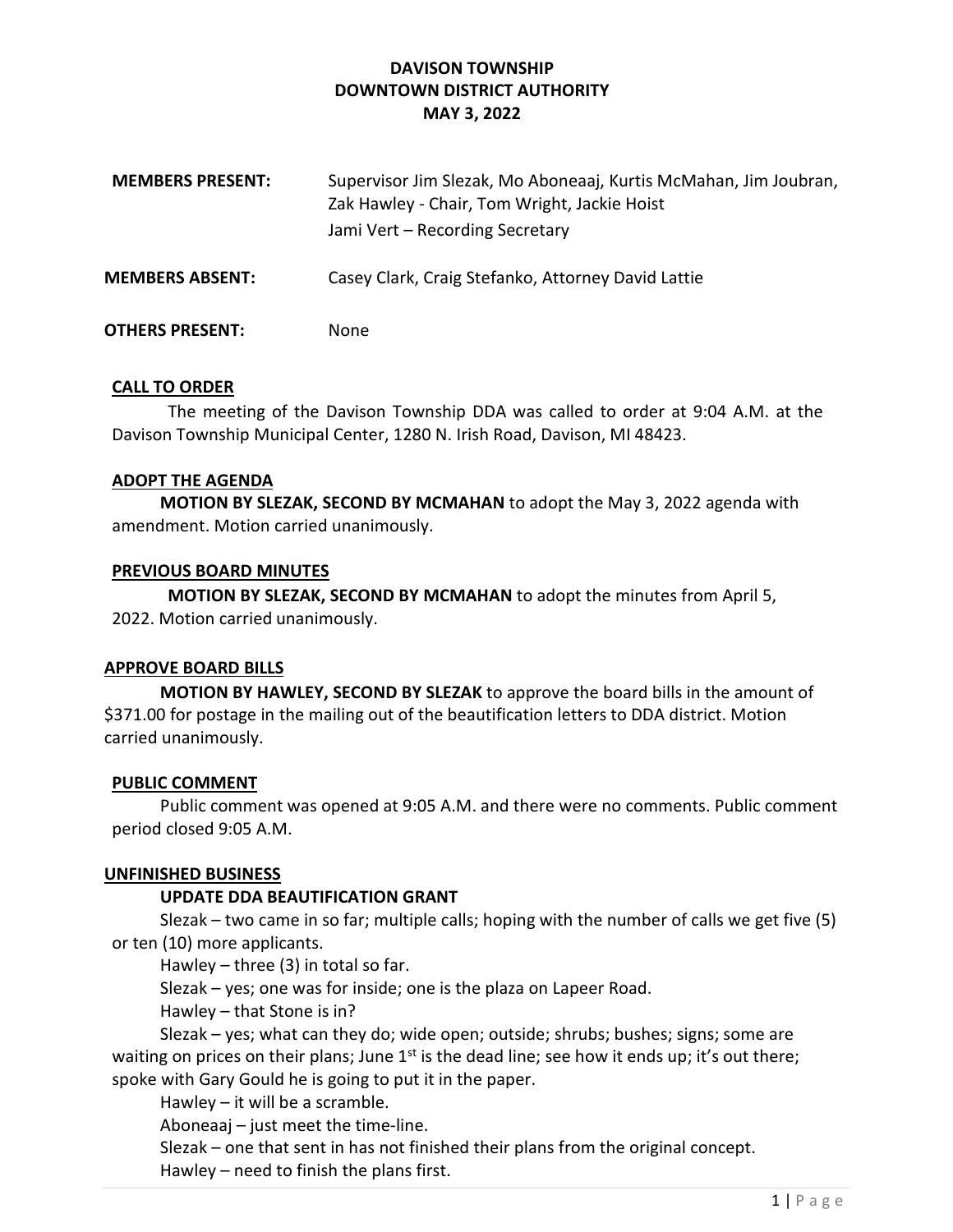# DAVISON TOWNSHIP
# DOWNTOWN DISTRICT AUTHORITY
# MAY 3, 2022

| | |
|---|---|
| **MEMBERS PRESENT:** | Supervisor Jim Slezak, Mo Aboneaaj, Kurtis McMahan, Jim Joubran, Zak Hawley - Chair, Tom Wright, Jackie Hoist<br>Jami Vert – Recording Secretary |
| **MEMBERS ABSENT:** | Casey Clark, Craig Stefanko, Attorney David Lattie |
| **OTHERS PRESENT:** | None |

**CALL TO ORDER**

The meeting of the Davison Township DDA was called to order at 9:04 A.M. at the Davison Township Municipal Center, 1280 N. Irish Road, Davison, MI 48423.

**ADOPT THE AGENDA**

**MOTION BY SLEZAK, SECOND BY MCMAHAN** to adopt the May 3, 2022 agenda with amendment. Motion carried unanimously.

**PREVIOUS BOARD MINUTES**

**MOTION BY SLEZAK, SECOND BY MCMAHAN** to adopt the minutes from April 5, 2022. Motion carried unanimously.

**APPROVE BOARD BILLS**

**MOTION BY HAWLEY, SECOND BY SLEZAK** to approve the board bills in the amount of $371.00 for postage in the mailing out of the beautification letters to DDA district. Motion carried unanimously.

**PUBLIC COMMENT**

Public comment was opened at 9:05 A.M. and there were no comments. Public comment period closed 9:05 A.M.

**UNFINISHED BUSINESS**

**UPDATE DDA BEAUTIFICATION GRANT**

Slezak – two came in so far; multiple calls; hoping with the number of calls we get five (5) or ten (10) more applicants.

Hawley – three (3) in total so far.

Slezak – yes; one was for inside; one is the plaza on Lapeer Road.

Hawley – that Stone is in?

Slezak – yes; what can they do; wide open; outside; shrubs; bushes; signs; some are waiting on prices on their plans; June 1st is the dead line; see how it ends up; it's out there; spoke with Gary Gould he is going to put it in the paper.

Hawley – it will be a scramble.

Aboneaaj – just meet the time-line.

Slezak – one that sent in has not finished their plans from the original concept.

Hawley – need to finish the plans first.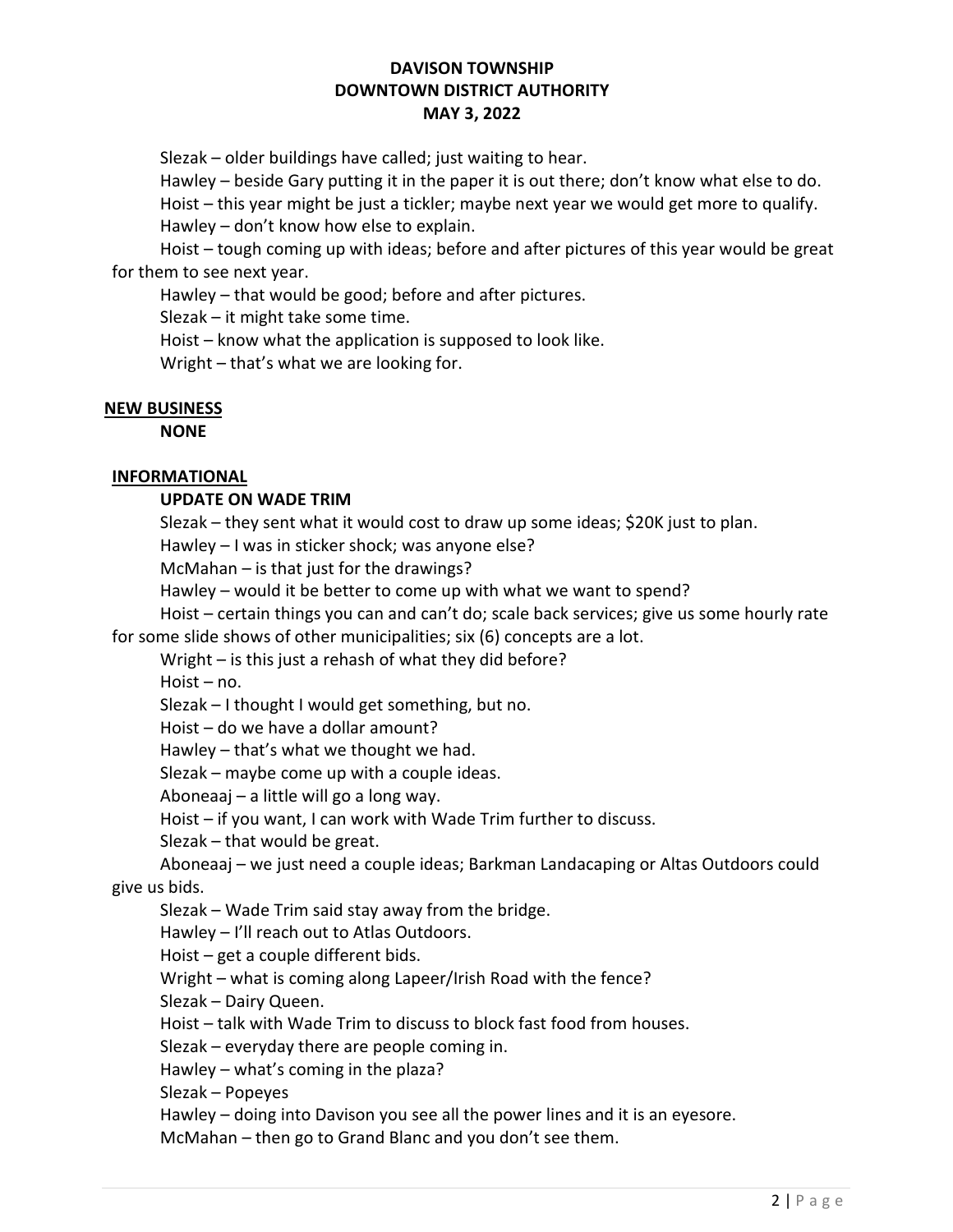Slezak – older buildings have called; just waiting to hear.

Hawley – beside Gary putting it in the paper it is out there; don't know what else to do.

Hoist – this year might be just a tickler; maybe next year we would get more to qualify.

Hawley – don't know how else to explain.

Hoist – tough coming up with ideas; before and after pictures of this year would be great for them to see next year.

Hawley – that would be good; before and after pictures.

Slezak – it might take some time.

Hoist – know what the application is supposed to look like.

Wright – that's what we are looking for.

## NEW BUSINESS

**NONE**

## INFORMATIONAL

### UPDATE ON WADE TRIM

Slezak – they sent what it would cost to draw up some ideas; $20K just to plan.

Hawley – I was in sticker shock; was anyone else?

McMahan – is that just for the drawings?

Hawley – would it be better to come up with what we want to spend?

Hoist – certain things you can and can't do; scale back services; give us some hourly rate for some slide shows of other municipalities; six (6) concepts are a lot.

Wright – is this just a rehash of what they did before?

Hoist – no.

Slezak – I thought I would get something, but no.

Hoist – do we have a dollar amount?

Hawley – that's what we thought we had.

Slezak – maybe come up with a couple ideas.

Aboneaaj – a little will go a long way.

Hoist – if you want, I can work with Wade Trim further to discuss.

Slezak – that would be great.

Aboneaaj – we just need a couple ideas; Barkman Landacaping or Altas Outdoors could give us bids.

Slezak – Wade Trim said stay away from the bridge.

Hawley – I'll reach out to Atlas Outdoors.

Hoist – get a couple different bids.

Wright – what is coming along Lapeer/Irish Road with the fence?

Slezak – Dairy Queen.

Hoist – talk with Wade Trim to discuss to block fast food from houses.

Slezak – everyday there are people coming in.

Hawley – what's coming in the plaza?

Slezak – Popeyes

Hawley – doing into Davison you see all the power lines and it is an eyesore.

McMahan – then go to Grand Blanc and you don't see them.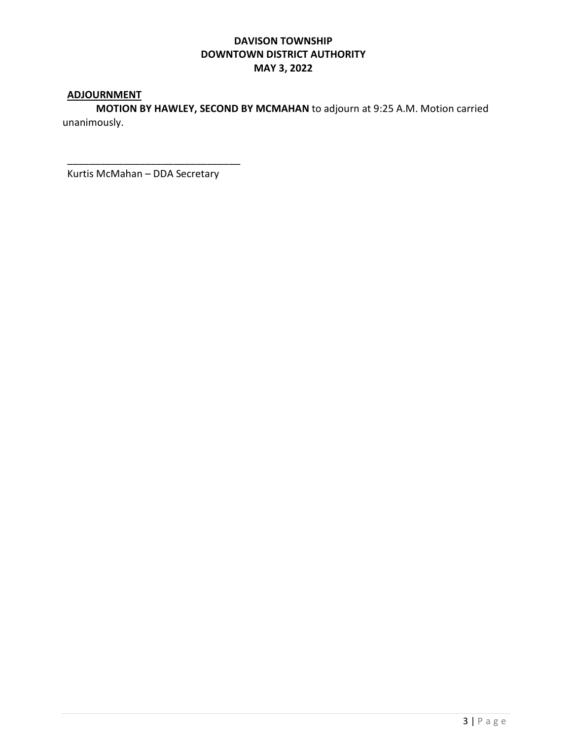**ADJOURNMENT**

**MOTION BY HAWLEY, SECOND BY MCMAHAN** to adjourn at 9:25 A.M. Motion carried unanimously.

\_\_\_\_\_\_\_\_\_\_\_\_\_\_\_\_\_\_\_\_\_\_\_\_\_\_\_\_\_\_\_

Kurtis McMahan – DDA Secretary